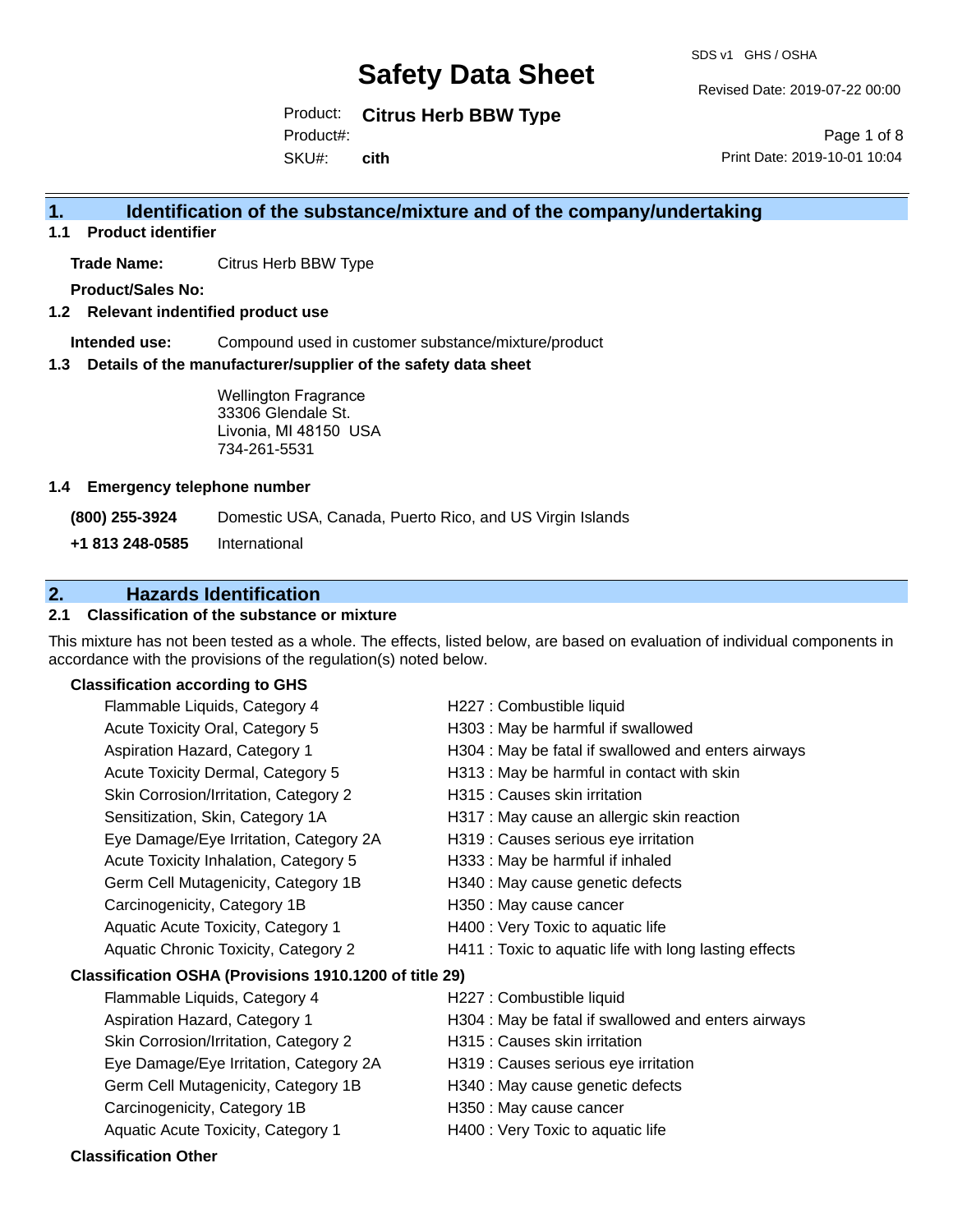# Safety Data Sheet

SDS v1 GHS / OSHA

Revised Date: 2019-07-22 00:00

Product: **Citrus Herb BBW Type**

Product#:

SKU#: **cith**

Print Date: 2019-10-01 10:04

## 1. Identification of the substance/mixture and of the company/undertaking

### 1.1 Product identifier

**Trade Name:** Citrus Herb BBW Type

**Product/Sales No:**

### 1.2 Relevant indentified product use

**Intended use:** Compound used in customer substance/mixture/product

### 1.3 Details of the manufacturer/supplier of the safety data sheet

Wellington Fragrance
33306 Glendale St.
Livonia, MI 48150 USA
734-261-5531

### 1.4 Emergency telephone number

**(800) 255-3924** Domestic USA, Canada, Puerto Rico, and US Virgin Islands

**+1 813 248-0585** International

## 2. Hazards Identification

### 2.1 Classification of the substance or mixture

This mixture has not been tested as a whole. The effects, listed below, are based on evaluation of individual components in accordance with the provisions of the regulation(s) noted below.

**Classification according to GHS**

| | |
|---|---|
| Flammable Liquids, Category 4 | H227 : Combustible liquid |
| Acute Toxicity Oral, Category 5 | H303 : May be harmful if swallowed |
| Aspiration Hazard, Category 1 | H304 : May be fatal if swallowed and enters airways |
| Acute Toxicity Dermal, Category 5 | H313 : May be harmful in contact with skin |
| Skin Corrosion/Irritation, Category 2 | H315 : Causes skin irritation |
| Sensitization, Skin, Category 1A | H317 : May cause an allergic skin reaction |
| Eye Damage/Eye Irritation, Category 2A | H319 : Causes serious eye irritation |
| Acute Toxicity Inhalation, Category 5 | H333 : May be harmful if inhaled |
| Germ Cell Mutagenicity, Category 1B | H340 : May cause genetic defects |
| Carcinogenicity, Category 1B | H350 : May cause cancer |
| Aquatic Acute Toxicity, Category 1 | H400 : Very Toxic to aquatic life |
| Aquatic Chronic Toxicity, Category 2 | H411 : Toxic to aquatic life with long lasting effects |

**Classification OSHA (Provisions 1910.1200 of title 29)**

| | |
|---|---|
| Flammable Liquids, Category 4 | H227 : Combustible liquid |
| Aspiration Hazard, Category 1 | H304 : May be fatal if swallowed and enters airways |
| Skin Corrosion/Irritation, Category 2 | H315 : Causes skin irritation |
| Eye Damage/Eye Irritation, Category 2A | H319 : Causes serious eye irritation |
| Germ Cell Mutagenicity, Category 1B | H340 : May cause genetic defects |
| Carcinogenicity, Category 1B | H350 : May cause cancer |
| Aquatic Acute Toxicity, Category 1 | H400 : Very Toxic to aquatic life |

**Classification Other**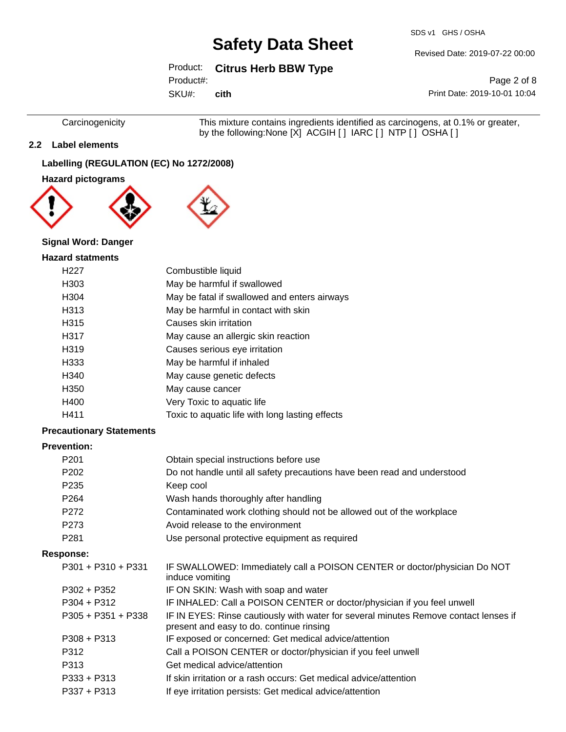| | |
|---|---|
| Carcinogenicity | This mixture contains ingredients identified as carcinogens, at 0.1% or greater, by the following:None [X] ACGIH [ ] IARC [ ] NTP [ ] OSHA [ ] |

## 2.2 Label elements

### Labelling (REGULATION (EC) No 1272/2008)

### Hazard pictograms

**Signal Word: Danger**

### Hazard statments

| | |
|---|---|
| H227 | Combustible liquid |
| H303 | May be harmful if swallowed |
| H304 | May be fatal if swallowed and enters airways |
| H313 | May be harmful in contact with skin |
| H315 | Causes skin irritation |
| H317 | May cause an allergic skin reaction |
| H319 | Causes serious eye irritation |
| H333 | May be harmful if inhaled |
| H340 | May cause genetic defects |
| H350 | May cause cancer |
| H400 | Very Toxic to aquatic life |
| H411 | Toxic to aquatic life with long lasting effects |

### Precautionary Statements

**Prevention:**

| | |
|---|---|
| P201 | Obtain special instructions before use |
| P202 | Do not handle until all safety precautions have been read and understood |
| P235 | Keep cool |
| P264 | Wash hands thoroughly after handling |
| P272 | Contaminated work clothing should not be allowed out of the workplace |
| P273 | Avoid release to the environment |
| P281 | Use personal protective equipment as required |

**Response:**

| | |
|---|---|
| P301 + P310 + P331 | IF SWALLOWED: Immediately call a POISON CENTER or doctor/physician Do NOT induce vomiting |
| P302 + P352 | IF ON SKIN: Wash with soap and water |
| P304 + P312 | IF INHALED: Call a POISON CENTER or doctor/physician if you feel unwell |
| P305 + P351 + P338 | IF IN EYES: Rinse cautiously with water for several minutes Remove contact lenses if present and easy to do. continue rinsing |
| P308 + P313 | IF exposed or concerned: Get medical advice/attention |
| P312 | Call a POISON CENTER or doctor/physician if you feel unwell |
| P313 | Get medical advice/attention |
| P333 + P313 | If skin irritation or a rash occurs: Get medical advice/attention |
| P337 + P313 | If eye irritation persists: Get medical advice/attention |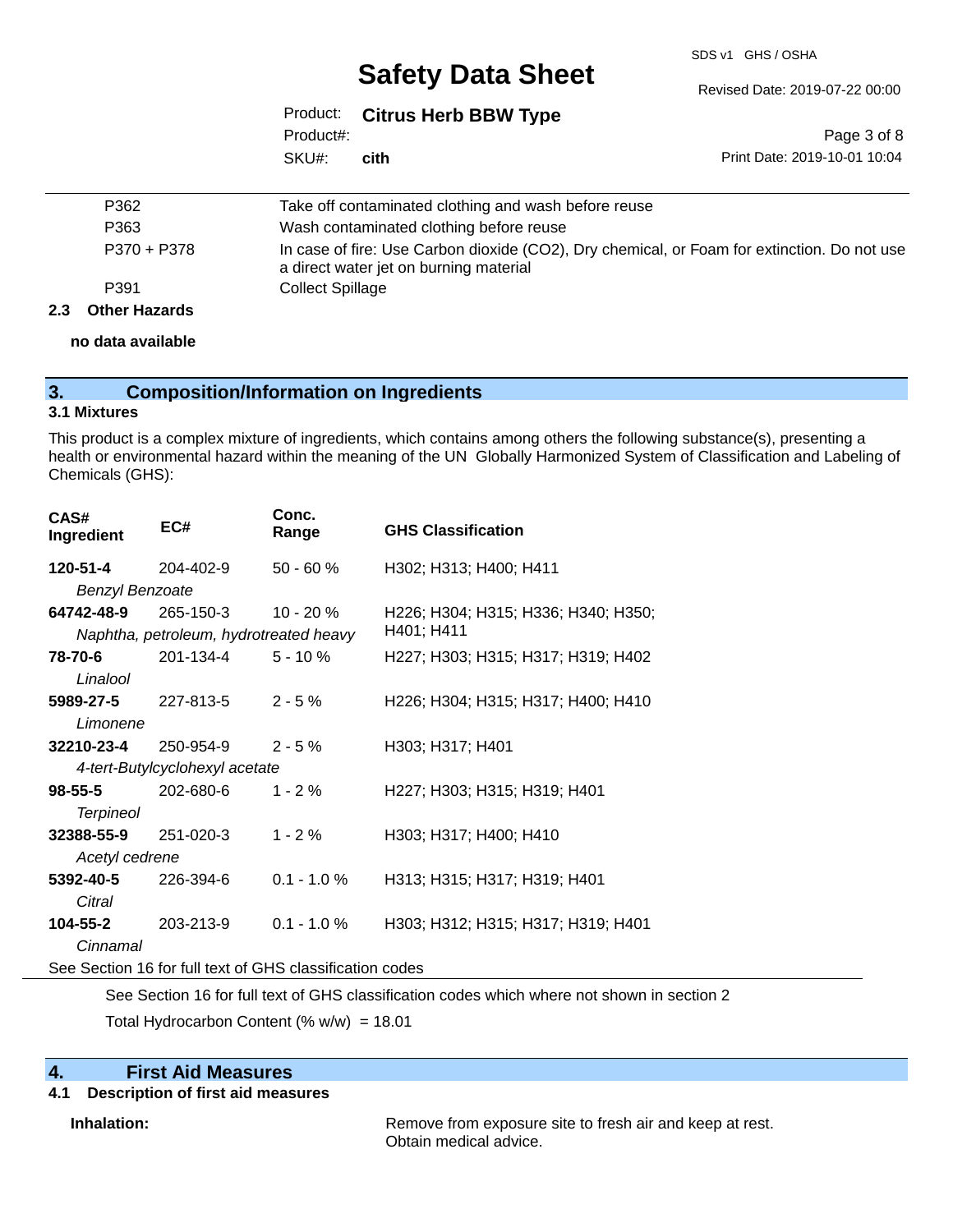| | |
|---|---|
| P362 | Take off contaminated clothing and wash before reuse |
| P363 | Wash contaminated clothing before reuse |
| P370 + P378 | In case of fire: Use Carbon dioxide ($CO_2$), Dry chemical, or Foam for extinction. Do not use a direct water jet on burning material |
| P391 | Collect Spillage |

### 2.3 Other Hazards

**no data available**

## 3. Composition/Information on Ingredients

### 3.1 Mixtures

This product is a complex mixture of ingredients, which contains among others the following substance(s), presenting a health or environmental hazard within the meaning of the UN Globally Harmonized System of Classification and Labeling of Chemicals (GHS):

| CAS# Ingredient | EC# | Conc. Range | GHS Classification |
|---|---|---|---|
| **120-51-4** *Benzyl Benzoate* | 204-402-9 | 50 - 60 % | H302; H313; H400; H411 |
| **64742-48-9** *Naphtha, petroleum, hydrotreated heavy* | 265-150-3 | 10 - 20 % | H226; H304; H315; H336; H340; H350; H401; H411 |
| **78-70-6** *Linalool* | 201-134-4 | 5 - 10 % | H227; H303; H315; H317; H319; H402 |
| **5989-27-5** *Limonene* | 227-813-5 | 2 - 5 % | H226; H304; H315; H317; H400; H410 |
| **32210-23-4** *4-tert-Butylcyclohexyl acetate* | 250-954-9 | 2 - 5 % | H303; H317; H401 |
| **98-55-5** *Terpineol* | 202-680-6 | 1 - 2 % | H227; H303; H315; H319; H401 |
| **32388-55-9** *Acetyl cedrene* | 251-020-3 | 1 - 2 % | H303; H317; H400; H410 |
| **5392-40-5** *Citral* | 226-394-6 | 0.1 - 1.0 % | H313; H315; H317; H319; H401 |
| **104-55-2** *Cinnamal* | 203-213-9 | 0.1 - 1.0 % | H303; H312; H315; H317; H319; H401 |

See Section 16 for full text of GHS classification codes

See Section 16 for full text of GHS classification codes which where not shown in section 2

Total Hydrocarbon Content (% w/w) = 18.01

## 4. First Aid Measures

### 4.1 Description of first aid measures

**Inhalation:** Remove from exposure site to fresh air and keep at rest. Obtain medical advice.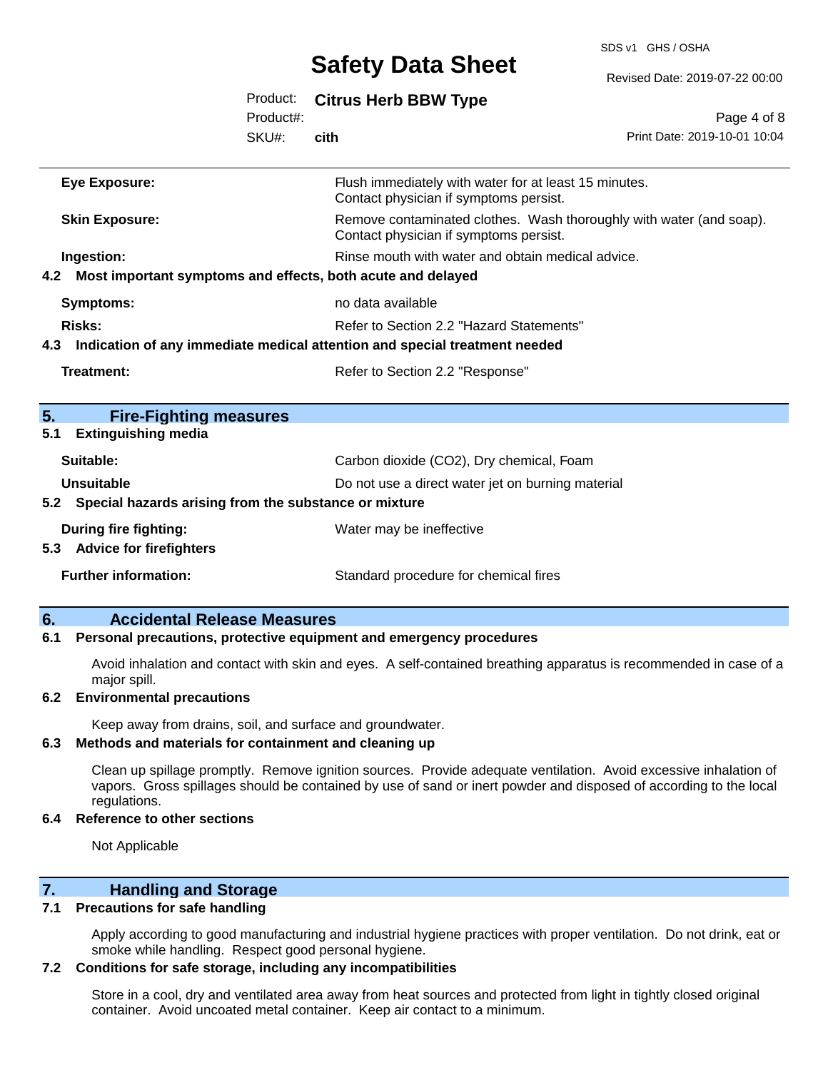| | |
|---|---|
| **Eye Exposure:** | Flush immediately with water for at least 15 minutes. Contact physician if symptoms persist. |
| **Skin Exposure:** | Remove contaminated clothes. Wash thoroughly with water (and soap). Contact physician if symptoms persist. |
| **Ingestion:** | Rinse mouth with water and obtain medical advice. |

### 4.2 Most important symptoms and effects, both acute and delayed

| | |
|---|---|
| **Symptoms:** | no data available |
| **Risks:** | Refer to Section 2.2 "Hazard Statements" |

### 4.3 Indication of any immediate medical attention and special treatment needed

| | |
|---|---|
| **Treatment:** | Refer to Section 2.2 "Response" |

## 5. Fire-Fighting measures

### 5.1 Extinguishing media

| | |
|---|---|
| **Suitable:** | Carbon dioxide ($CO_2$), Dry chemical, Foam |
| **Unsuitable** | Do not use a direct water jet on burning material |

### 5.2 Special hazards arising from the substance or mixture

| | |
|---|---|
| **During fire fighting:** | Water may be ineffective |

### 5.3 Advice for firefighters

| | |
|---|---|
| **Further information:** | Standard procedure for chemical fires |

## 6. Accidental Release Measures

### 6.1 Personal precautions, protective equipment and emergency procedures

Avoid inhalation and contact with skin and eyes. A self-contained breathing apparatus is recommended in case of a major spill.

### 6.2 Environmental precautions

Keep away from drains, soil, and surface and groundwater.

### 6.3 Methods and materials for containment and cleaning up

Clean up spillage promptly. Remove ignition sources. Provide adequate ventilation. Avoid excessive inhalation of vapors. Gross spillages should be contained by use of sand or inert powder and disposed of according to the local regulations.

### 6.4 Reference to other sections

Not Applicable

## 7. Handling and Storage

### 7.1 Precautions for safe handling

Apply according to good manufacturing and industrial hygiene practices with proper ventilation. Do not drink, eat or smoke while handling. Respect good personal hygiene.

### 7.2 Conditions for safe storage, including any incompatibilities

Store in a cool, dry and ventilated area away from heat sources and protected from light in tightly closed original container. Avoid uncoated metal container. Keep air contact to a minimum.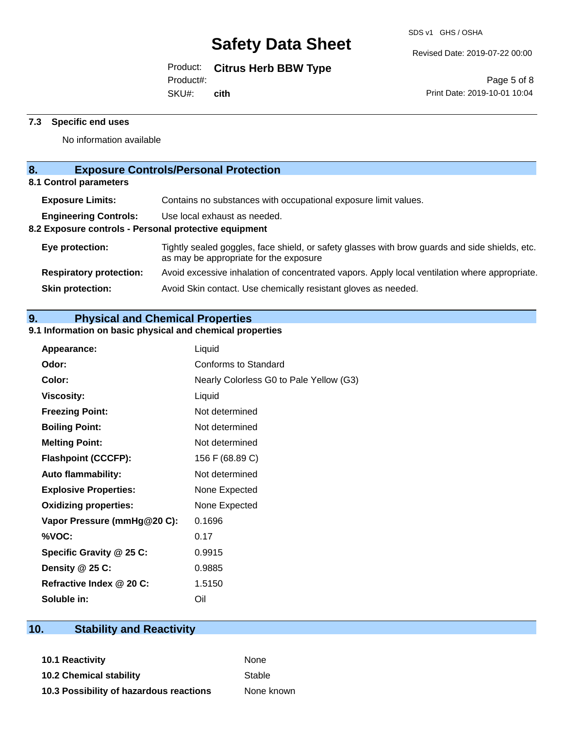### 7.3 Specific end uses

No information available

## 8. Exposure Controls/Personal Protection

### 8.1 Control parameters

| | |
|---|---|
| **Exposure Limits:** | Contains no substances with occupational exposure limit values. |
| **Engineering Controls:** | Use local exhaust as needed. |

### 8.2 Exposure controls - Personal protective equipment

| | |
|---|---|
| **Eye protection:** | Tightly sealed goggles, face shield, or safety glasses with brow guards and side shields, etc. as may be appropriate for the exposure |
| **Respiratory protection:** | Avoid excessive inhalation of concentrated vapors. Apply local ventilation where appropriate. |
| **Skin protection:** | Avoid Skin contact. Use chemically resistant gloves as needed. |

## 9. Physical and Chemical Properties

### 9.1 Information on basic physical and chemical properties

| | |
|---|---|
| **Appearance:** | Liquid |
| **Odor:** | Conforms to Standard |
| **Color:** | Nearly Colorless G0 to Pale Yellow (G3) |
| **Viscosity:** | Liquid |
| **Freezing Point:** | Not determined |
| **Boiling Point:** | Not determined |
| **Melting Point:** | Not determined |
| **Flashpoint (CCCFP):** | 156 F (68.89 C) |
| **Auto flammability:** | Not determined |
| **Explosive Properties:** | None Expected |
| **Oxidizing properties:** | None Expected |
| **Vapor Pressure (mmHg@20 C):** | 0.1696 |
| **%VOC:** | 0.17 |
| **Specific Gravity @ 25 C:** | 0.9915 |
| **Density @ 25 C:** | 0.9885 |
| **Refractive Index @ 20 C:** | 1.5150 |
| **Soluble in:** | Oil |

## 10. Stability and Reactivity

| | |
|---|---|
| **10.1 Reactivity** | None |
| **10.2 Chemical stability** | Stable |
| **10.3 Possibility of hazardous reactions** | None known |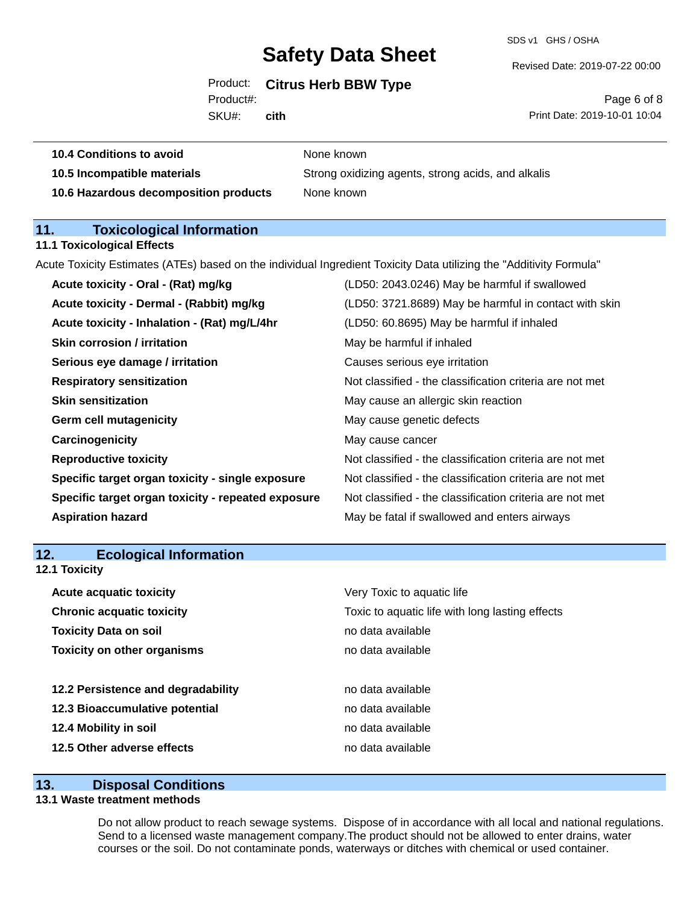| | |
|---|---|
| **10.4 Conditions to avoid** | None known |
| **10.5 Incompatible materials** | Strong oxidizing agents, strong acids, and alkalis |
| **10.6 Hazardous decomposition products** | None known |

## 11. Toxicological Information

### 11.1 Toxicological Effects

Acute Toxicity Estimates (ATEs) based on the individual Ingredient Toxicity Data utilizing the "Additivity Formula"

| | |
|---|---|
| **Acute toxicity - Oral - (Rat) mg/kg** | (LD50: 2043.0246) May be harmful if swallowed |
| **Acute toxicity - Dermal - (Rabbit) mg/kg** | (LD50: 3721.8689) May be harmful in contact with skin |
| **Acute toxicity - Inhalation - (Rat) mg/L/4hr** | (LD50: 60.8695) May be harmful if inhaled |
| **Skin corrosion / irritation** | May be harmful if inhaled |
| **Serious eye damage / irritation** | Causes serious eye irritation |
| **Respiratory sensitization** | Not classified - the classification criteria are not met |
| **Skin sensitization** | May cause an allergic skin reaction |
| **Germ cell mutagenicity** | May cause genetic defects |
| **Carcinogenicity** | May cause cancer |
| **Reproductive toxicity** | Not classified - the classification criteria are not met |
| **Specific target organ toxicity - single exposure** | Not classified - the classification criteria are not met |
| **Specific target organ toxicity - repeated exposure** | Not classified - the classification criteria are not met |
| **Aspiration hazard** | May be fatal if swallowed and enters airways |

## 12. Ecological Information

### 12.1 Toxicity

| | |
|---|---|
| **Acute acquatic toxicity** | Very Toxic to aquatic life |
| **Chronic acquatic toxicity** | Toxic to aquatic life with long lasting effects |
| **Toxicity Data on soil** | no data available |
| **Toxicity on other organisms** | no data available |

| | |
|---|---|
| **12.2 Persistence and degradability** | no data available |
| **12.3 Bioaccumulative potential** | no data available |
| **12.4 Mobility in soil** | no data available |
| **12.5 Other adverse effects** | no data available |

## 13. Disposal Conditions

### 13.1 Waste treatment methods

Do not allow product to reach sewage systems. Dispose of in accordance with all local and national regulations. Send to a licensed waste management company.The product should not be allowed to enter drains, water courses or the soil. Do not contaminate ponds, waterways or ditches with chemical or used container.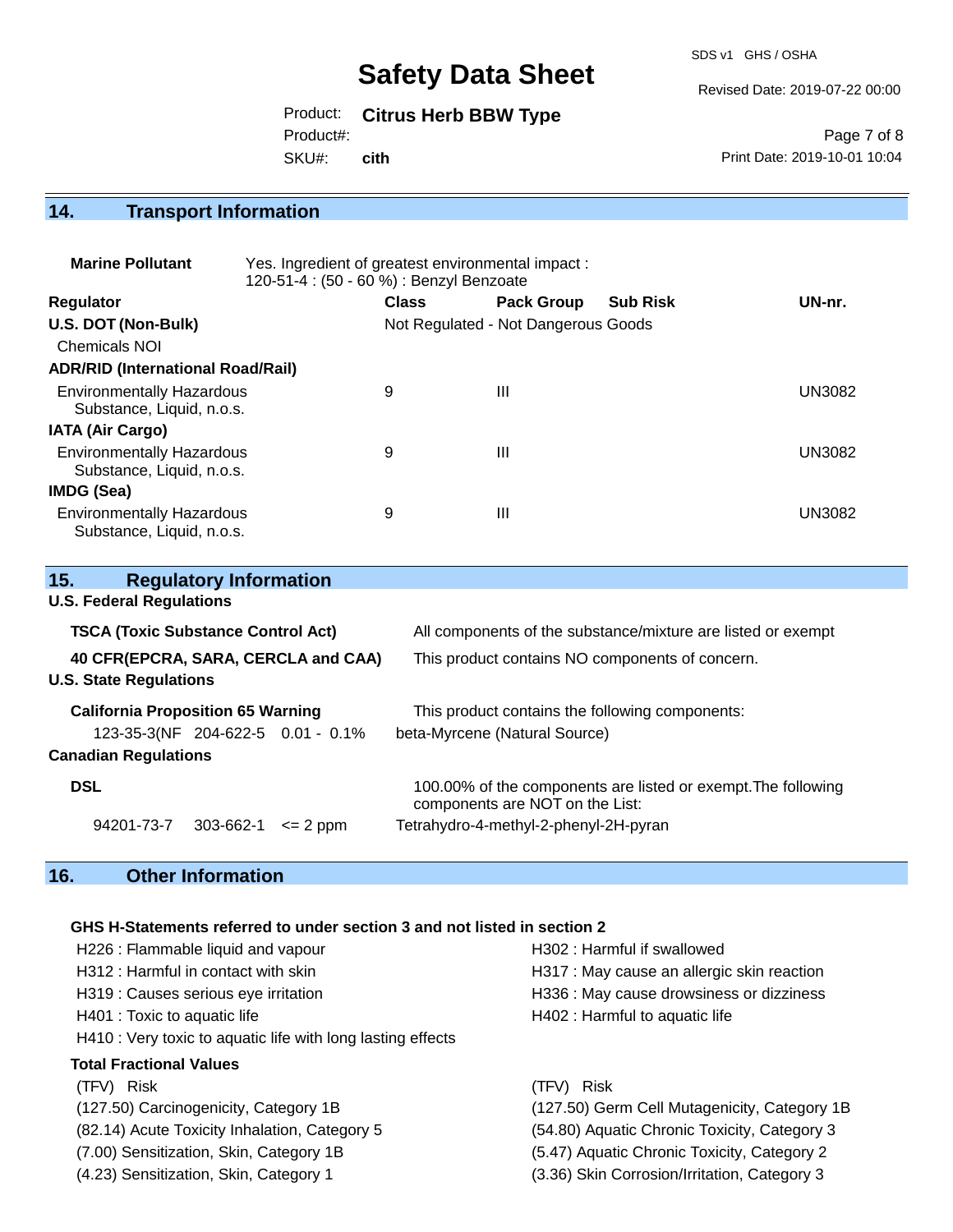## 14. Transport Information

**Marine Pollutant** Yes. Ingredient of greatest environmental impact : 120-51-4 : (50 - 60 %) : Benzyl Benzoate

| Regulator | Class | Pack Group | Sub Risk | UN-nr. |
|---|---|---|---|---|
| **U.S. DOT (Non-Bulk)** | Not Regulated - Not Dangerous Goods | | | |
| Chemicals NOI | | | | |
| **ADR/RID (International Road/Rail)** | | | | |
| Environmentally Hazardous Substance, Liquid, n.o.s. | 9 | III | | UN3082 |
| **IATA (Air Cargo)** | | | | |
| Environmentally Hazardous Substance, Liquid, n.o.s. | 9 | III | | UN3082 |
| **IMDG (Sea)** | | | | |
| Environmentally Hazardous Substance, Liquid, n.o.s. | 9 | III | | UN3082 |

## 15. Regulatory Information

**U.S. Federal Regulations**

**TSCA (Toxic Substance Control Act)** All components of the substance/mixture are listed or exempt

**40 CFR(EPCRA, SARA, CERCLA and CAA)** This product contains NO components of concern.

**U.S. State Regulations**

**California Proposition 65 Warning** This product contains the following components:

123-35-3(NF 204-622-5 0.01 - 0.1% beta-Myrcene (Natural Source)

**Canadian Regulations**

**DSL** 100.00% of the components are listed or exempt.The following components are NOT on the List:

94201-73-7 303-662-1 <= 2 ppm Tetrahydro-4-methyl-2-phenyl-2H-pyran

## 16. Other Information

**GHS H-Statements referred to under section 3 and not listed in section 2**

H226 : Flammable liquid and vapour
H302 : Harmful if swallowed
H312 : Harmful in contact with skin
H317 : May cause an allergic skin reaction
H319 : Causes serious eye irritation
H336 : May cause drowsiness or dizziness
H401 : Toxic to aquatic life
H402 : Harmful to aquatic life
H410 : Very toxic to aquatic life with long lasting effects

**Total Fractional Values**

| (TFV) Risk | (TFV) Risk |
|---|---|
| (127.50) Carcinogenicity, Category 1B | (127.50) Germ Cell Mutagenicity, Category 1B |
| (82.14) Acute Toxicity Inhalation, Category 5 | (54.80) Aquatic Chronic Toxicity, Category 3 |
| (7.00) Sensitization, Skin, Category 1B | (5.47) Aquatic Chronic Toxicity, Category 2 |
| (4.23) Sensitization, Skin, Category 1 | (3.36) Skin Corrosion/Irritation, Category 3 |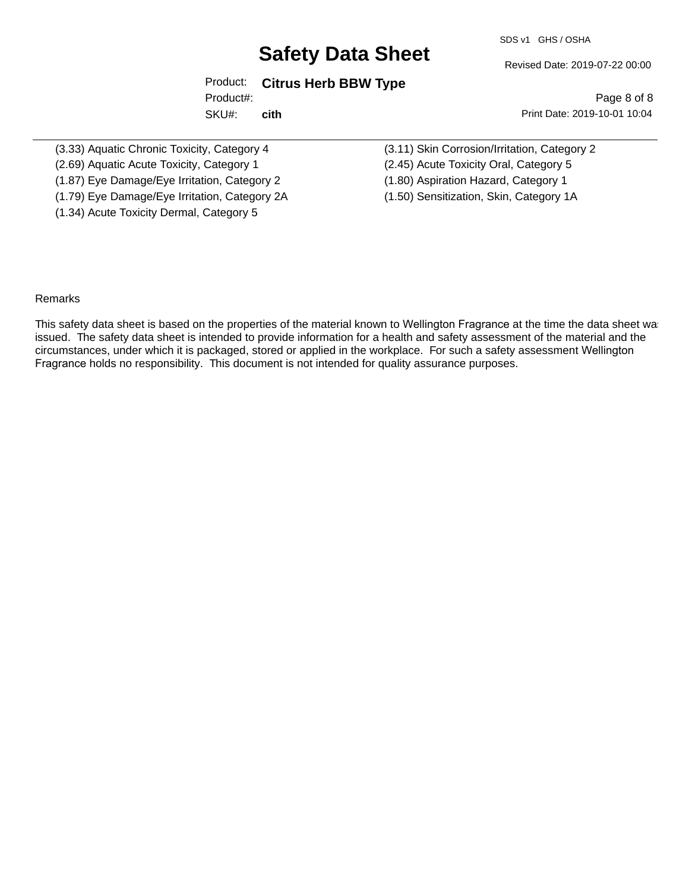(3.33) Aquatic Chronic Toxicity, Category 4

(3.11) Skin Corrosion/Irritation, Category 2

(2.69) Aquatic Acute Toxicity, Category 1

(2.45) Acute Toxicity Oral, Category 5

(1.87) Eye Damage/Eye Irritation, Category 2

(1.80) Aspiration Hazard, Category 1

(1.79) Eye Damage/Eye Irritation, Category 2A

(1.50) Sensitization, Skin, Category 1A

(1.34) Acute Toxicity Dermal, Category 5

Remarks

This safety data sheet is based on the properties of the material known to Wellington Fragrance at the time the data sheet was issued. The safety data sheet is intended to provide information for a health and safety assessment of the material and the circumstances, under which it is packaged, stored or applied in the workplace. For such a safety assessment Wellington Fragrance holds no responsibility. This document is not intended for quality assurance purposes.